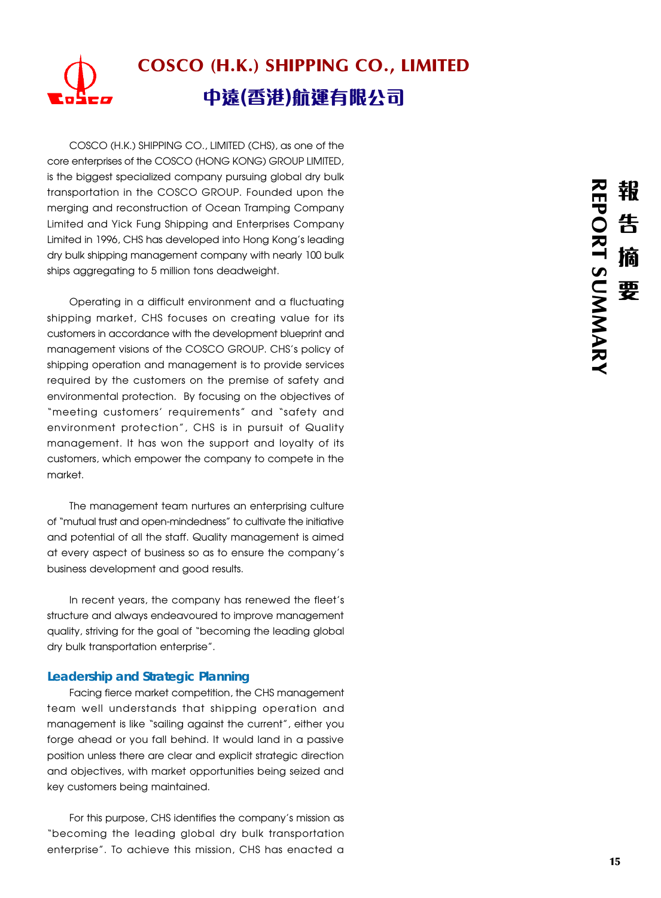# COSCO (H.K.) SHIPPING CO., LIMITED

# 中遠(香港)航運有限公司

COSCO (H.K.) SHIPPING CO., LIMITED (CHS), as one of the core enterprises of the COSCO (HONG KONG) GROUP LIMITED, is the biggest specialized company pursuing global dry bulk transportation in the COSCO GROUP. Founded upon the merging and reconstruction of Ocean Tramping Company Limited and Yick Fung Shipping and Enterprises Company Limited in 1996, CHS has developed into Hong Kong's leading dry bulk shipping management company with nearly 100 bulk ships aggregating to 5 million tons deadweight.

Operating in a difficult environment and a fluctuating shipping market, CHS focuses on creating value for its customers in accordance with the development blueprint and management visions of the COSCO GROUP. CHS's policy of shipping operation and management is to provide services required by the customers on the premise of safety and environmental protection. By focusing on the objectives of "meeting customers' requirements" and "safety and environment protection", CHS is in pursuit of Quality management. It has won the support and loyalty of its customers, which empower the company to compete in the market.

The management team nurtures an enterprising culture of "mutual trust and open-mindedness" to cultivate the initiative and potential of all the staff. Quality management is aimed at every aspect of business so as to ensure the company's business development and good results.

In recent years, the company has renewed the fleet's structure and always endeavoured to improve management quality, striving for the goal of "becoming the leading global dry bulk transportation enterprise".

## Leadership and Strategic Planning

Facing fierce market competition, the CHS management team well understands that shipping operation and management is like "sailing against the current", either you forge ahead or you fall behind. It would land in a passive position unless there are clear and explicit strategic direction and objectives, with market opportunities being seized and key customers being maintained.

For this purpose, CHS identifies the company's mission as "becoming the leading global dry bulk transportation enterprise". To achieve this mission, CHS has enacted a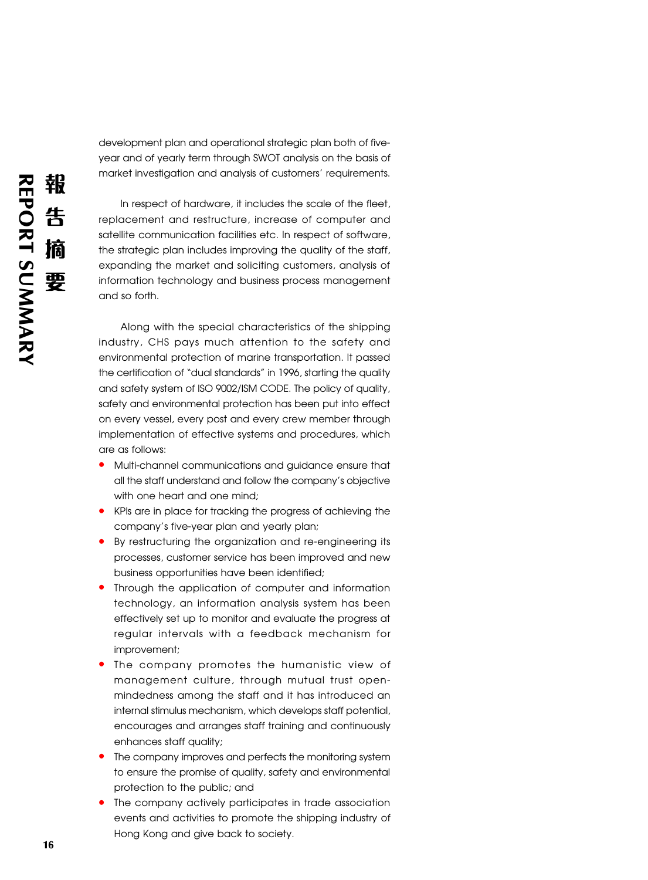development plan and operational strategic plan both of five-year and of yearly term through SWOT analysis on the basis of market investigation and analysis of customers' requirements.

In respect of hardware, it includes the scale of the fleet, replacement and restructure, increase of computer and satellite communication facilities etc. In respect of software, the strategic plan includes improving the quality of the staff, expanding the market and soliciting customers, analysis of information technology and business process management and so forth.

Along with the special characteristics of the shipping industry, CHS pays much attention to the safety and environmental protection of marine transportation. It passed the certification of "dual standards" in 1996, starting the quality and safety system of ISO 9002/ISM CODE. The policy of quality, safety and environmental protection has been put into effect on every vessel, every post and every crew member through implementation of effective systems and procedures, which are as follows:

- Multi-channel communications and guidance ensure that all the staff understand and follow the company's objective with one heart and one mind;
- KPIs are in place for tracking the progress of achieving the company's five-year plan and yearly plan;
- By restructuring the organization and re-engineering its processes, customer service has been improved and new business opportunities have been identified;
- Through the application of computer and information technology, an information analysis system has been effectively set up to monitor and evaluate the progress at regular intervals with a feedback mechanism for improvement;
- The company promotes the humanistic view of management culture, through mutual trust open-mindedness among the staff and it has introduced an internal stimulus mechanism, which develops staff potential, encourages and arranges staff training and continuously enhances staff quality;
- The company improves and perfects the monitoring system to ensure the promise of quality, safety and environmental protection to the public; and
- The company actively participates in trade association events and activities to promote the shipping industry of Hong Kong and give back to society.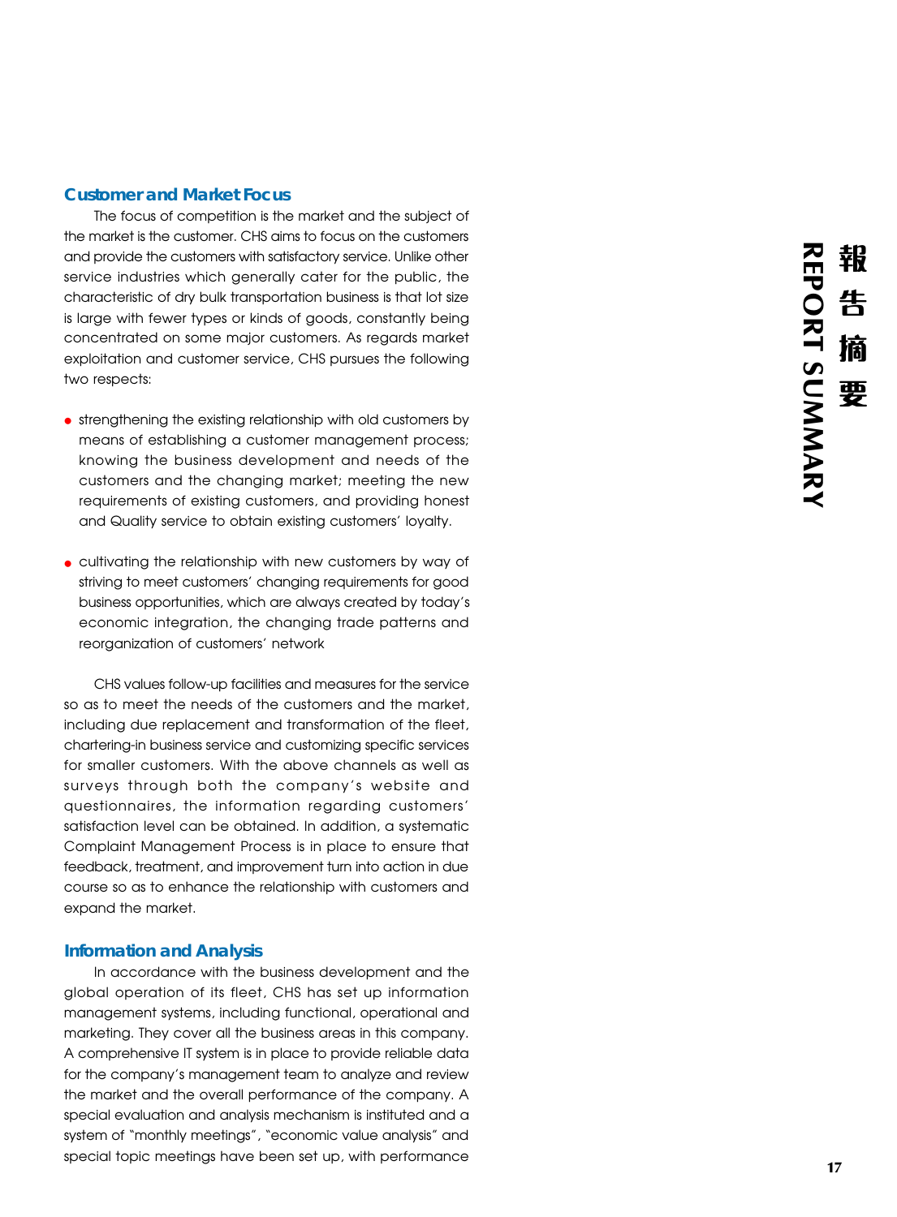## Customer and Market Focus

The focus of competition is the market and the subject of the market is the customer. CHS aims to focus on the customers and provide the customers with satisfactory service. Unlike other service industries which generally cater for the public, the characteristic of dry bulk transportation business is that lot size is large with fewer types or kinds of goods, constantly being concentrated on some major customers. As regards market exploitation and customer service, CHS pursues the following two respects:

- strengthening the existing relationship with old customers by means of establishing a customer management process; knowing the business development and needs of the customers and the changing market; meeting the new requirements of existing customers, and providing honest and Quality service to obtain existing customers' loyalty.

- cultivating the relationship with new customers by way of striving to meet customers' changing requirements for good business opportunities, which are always created by today's economic integration, the changing trade patterns and reorganization of customers' network

CHS values follow-up facilities and measures for the service so as to meet the needs of the customers and the market, including due replacement and transformation of the fleet, chartering-in business service and customizing specific services for smaller customers. With the above channels as well as surveys through both the company's website and questionnaires, the information regarding customers' satisfaction level can be obtained. In addition, a systematic Complaint Management Process is in place to ensure that feedback, treatment, and improvement turn into action in due course so as to enhance the relationship with customers and expand the market.

## Information and Analysis

In accordance with the business development and the global operation of its fleet, CHS has set up information management systems, including functional, operational and marketing. They cover all the business areas in this company. A comprehensive IT system is in place to provide reliable data for the company's management team to analyze and review the market and the overall performance of the company. A special evaluation and analysis mechanism is instituted and a system of "monthly meetings", "economic value analysis" and special topic meetings have been set up, with performance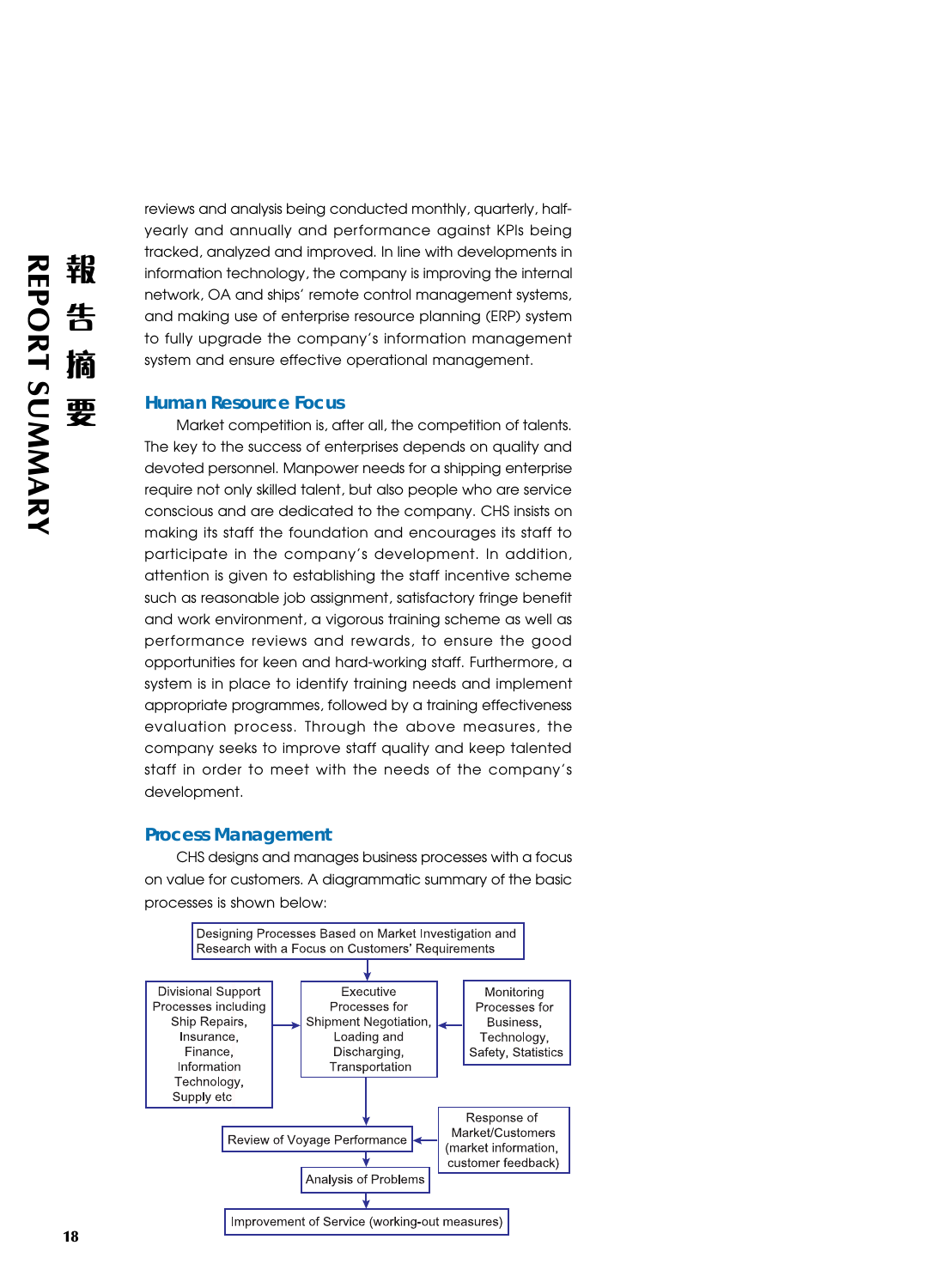reviews and analysis being conducted monthly, quarterly, half-yearly and annually and performance against KPIs being tracked, analyzed and improved. In line with developments in information technology, the company is improving the internal network, OA and ships' remote control management systems, and making use of enterprise resource planning (ERP) system to fully upgrade the company's information management system and ensure effective operational management.

## Human Resource Focus

Market competition is, after all, the competition of talents. The key to the success of enterprises depends on quality and devoted personnel. Manpower needs for a shipping enterprise require not only skilled talent, but also people who are service conscious and are dedicated to the company. CHS insists on making its staff the foundation and encourages its staff to participate in the company's development. In addition, attention is given to establishing the staff incentive scheme such as reasonable job assignment, satisfactory fringe benefit and work environment, a vigorous training scheme as well as performance reviews and rewards, to ensure the good opportunities for keen and hard-working staff. Furthermore, a system is in place to identify training needs and implement appropriate programmes, followed by a training effectiveness evaluation process. Through the above measures, the company seeks to improve staff quality and keep talented staff in order to meet with the needs of the company's development.

## Process Management

CHS designs and manages business processes with a focus on value for customers. A diagrammatic summary of the basic processes is shown below:

- Designing Processes Based on Market Investigation and Research with a Focus on Customers' Requirements
  - → Executive Processes for Shipment Negotiation, Loading and Discharging, Transportation
    - ← Divisional Support Processes including Ship Repairs, Insurance, Finance, Information Technology, Supply etc
    - ← Monitoring Processes for Business, Technology, Safety, Statistics
  - → Review of Voyage Performance
    - ← Response of Market/Customers (market information, customer feedback)
  - → Analysis of Problems
  - → Improvement of Service (working-out measures)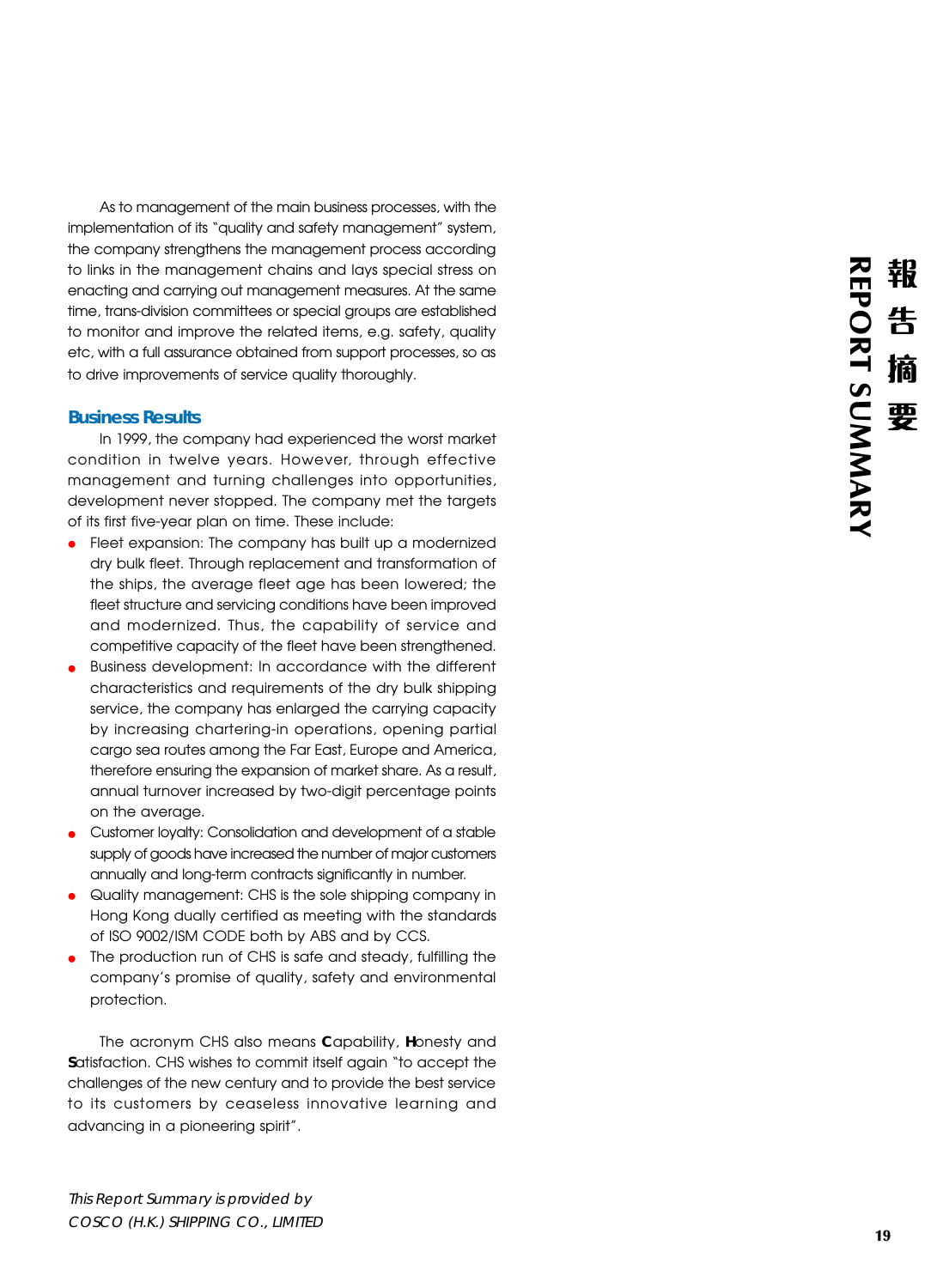As to management of the main business processes, with the implementation of its "quality and safety management" system, the company strengthens the management process according to links in the management chains and lays special stress on enacting and carrying out management measures. At the same time, trans-division committees or special groups are established to monitor and improve the related items, e.g. safety, quality etc, with a full assurance obtained from support processes, so as to drive improvements of service quality thoroughly.

### Business Results

In 1999, the company had experienced the worst market condition in twelve years. However, through effective management and turning challenges into opportunities, development never stopped. The company met the targets of its first five-year plan on time. These include:

- Fleet expansion: The company has built up a modernized dry bulk fleet. Through replacement and transformation of the ships, the average fleet age has been lowered; the fleet structure and servicing conditions have been improved and modernized. Thus, the capability of service and competitive capacity of the fleet have been strengthened.
- Business development: In accordance with the different characteristics and requirements of the dry bulk shipping service, the company has enlarged the carrying capacity by increasing chartering-in operations, opening partial cargo sea routes among the Far East, Europe and America, therefore ensuring the expansion of market share. As a result, annual turnover increased by two-digit percentage points on the average.
- Customer loyalty: Consolidation and development of a stable supply of goods have increased the number of major customers annually and long-term contracts significantly in number.
- Quality management: CHS is the sole shipping company in Hong Kong dually certified as meeting with the standards of ISO 9002/ISM CODE both by ABS and by CCS.
- The production run of CHS is safe and steady, fulfilling the company's promise of quality, safety and environmental protection.

The acronym CHS also means **C**apability, **H**onesty and **S**atisfaction. CHS wishes to commit itself again "to accept the challenges of the new century and to provide the best service to its customers by ceaseless innovative learning and advancing in a pioneering spirit".

*This Report Summary is provided by*
*COSCO (H.K.) SHIPPING CO., LIMITED*